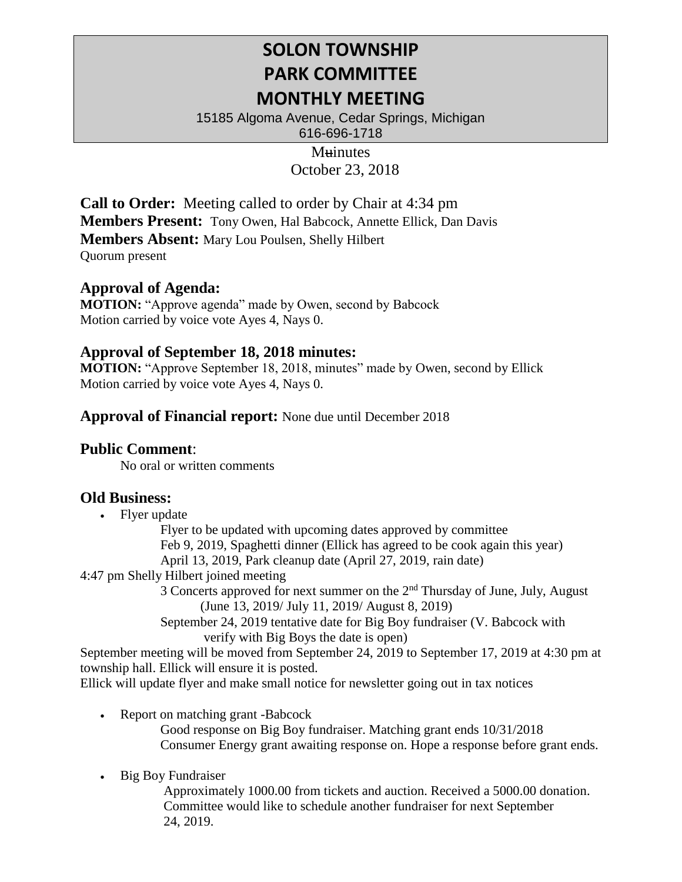# SOLON TOWNSHIP
# PARK COMMITTEE
# MONTHLY MEETING

15185 Algoma Avenue, Cedar Springs, Michigan
616-696-1718

Minutes
October 23, 2018

**Call to Order:** Meeting called to order by Chair at 4:34 pm
**Members Present:** Tony Owen, Hal Babcock, Annette Ellick, Dan Davis
**Members Absent:** Mary Lou Poulsen, Shelly Hilbert
Quorum present

## Approval of Agenda:

**MOTION:** "Approve agenda" made by Owen, second by Babcock
Motion carried by voice vote Ayes 4, Nays 0.

## Approval of September 18, 2018 minutes:

**MOTION:** "Approve September 18, 2018, minutes" made by Owen, second by Ellick
Motion carried by voice vote Ayes 4, Nays 0.

## Approval of Financial report: None due until December 2018

## Public Comment:

No oral or written comments

## Old Business:

- Flyer update
  - Flyer to be updated with upcoming dates approved by committee
  - Feb 9, 2019, Spaghetti dinner (Ellick has agreed to be cook again this year)
  - April 13, 2019, Park cleanup date (April 27, 2019, rain date)

4:47 pm Shelly Hilbert joined meeting

- 3 Concerts approved for next summer on the 2nd Thursday of June, July, August (June 13, 2019/ July 11, 2019/ August 8, 2019)
- September 24, 2019 tentative date for Big Boy fundraiser (V. Babcock with verify with Big Boys the date is open)

September meeting will be moved from September 24, 2019 to September 17, 2019 at 4:30 pm at township hall. Ellick will ensure it is posted.
Ellick will update flyer and make small notice for newsletter going out in tax notices

- Report on matching grant -Babcock
  - Good response on Big Boy fundraiser. Matching grant ends 10/31/2018
  - Consumer Energy grant awaiting response on. Hope a response before grant ends.
- Big Boy Fundraiser
  - Approximately 1000.00 from tickets and auction. Received a 5000.00 donation. Committee would like to schedule another fundraiser for next September 24, 2019.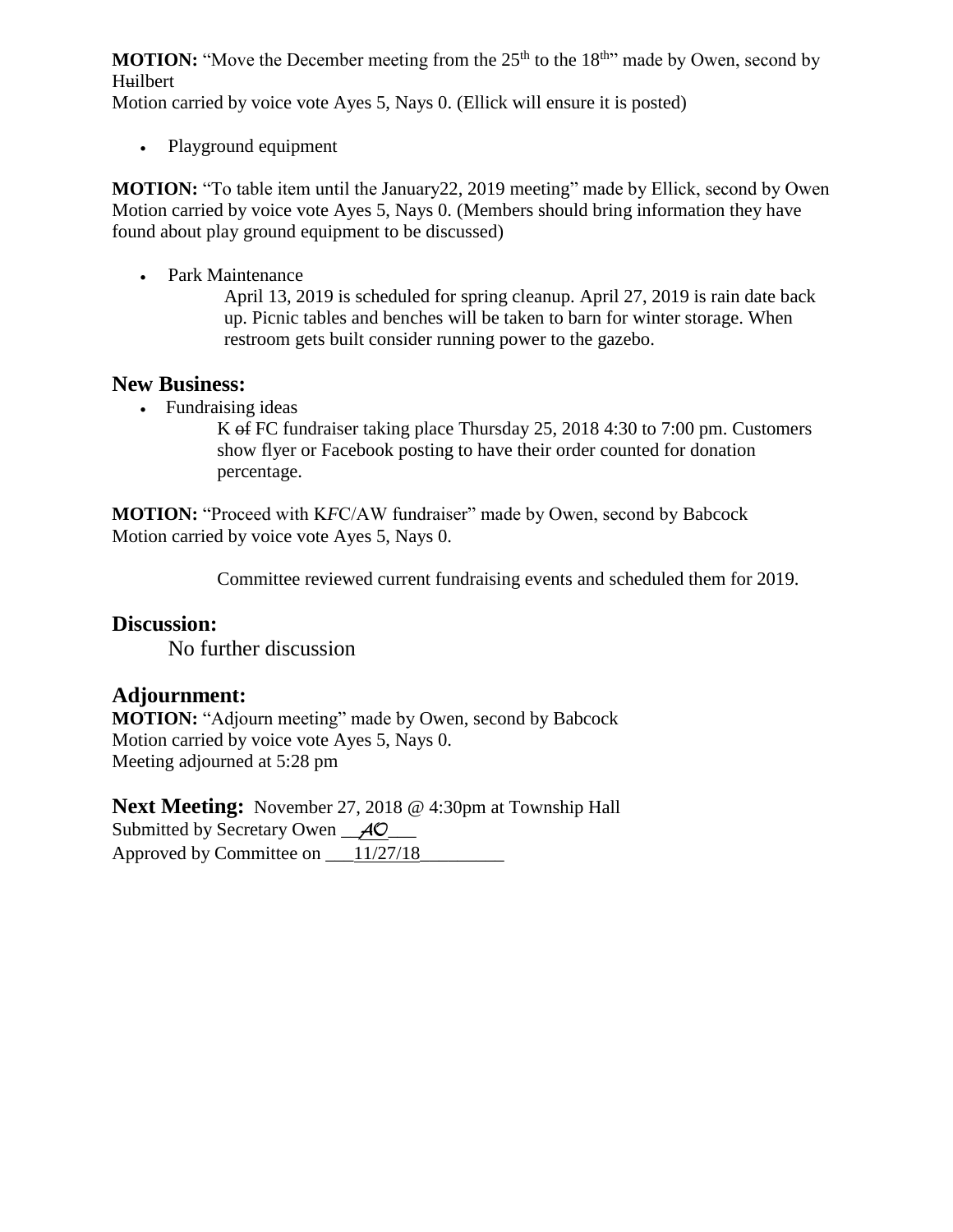**MOTION:** "Move the December meeting from the 25th to the 18th" made by Owen, second by Huilbert
Motion carried by voice vote Ayes 5, Nays 0. (Ellick will ensure it is posted)

- Playground equipment

**MOTION:** "To table item until the January22, 2019 meeting" made by Ellick, second by Owen
Motion carried by voice vote Ayes 5, Nays 0. (Members should bring information they have found about play ground equipment to be discussed)

- Park Maintenance

  April 13, 2019 is scheduled for spring cleanup. April 27, 2019 is rain date back up. Picnic tables and benches will be taken to barn for winter storage. When restroom gets built consider running power to the gazebo.

## New Business:

- Fundraising ideas

  K of FC fundraiser taking place Thursday 25, 2018 4:30 to 7:00 pm. Customers show flyer or Facebook posting to have their order counted for donation percentage.

**MOTION:** "Proceed with KFC/AW fundraiser" made by Owen, second by Babcock
Motion carried by voice vote Ayes 5, Nays 0.

Committee reviewed current fundraising events and scheduled them for 2019.

## Discussion:

No further discussion

## Adjournment:

**MOTION:** "Adjourn meeting" made by Owen, second by Babcock
Motion carried by voice vote Ayes 5, Nays 0.
Meeting adjourned at 5:28 pm

**Next Meeting:** November 27, 2018 @ 4:30pm at Township Hall
Submitted by Secretary Owen __AO___
Approved by Committee on ___11/27/18_________